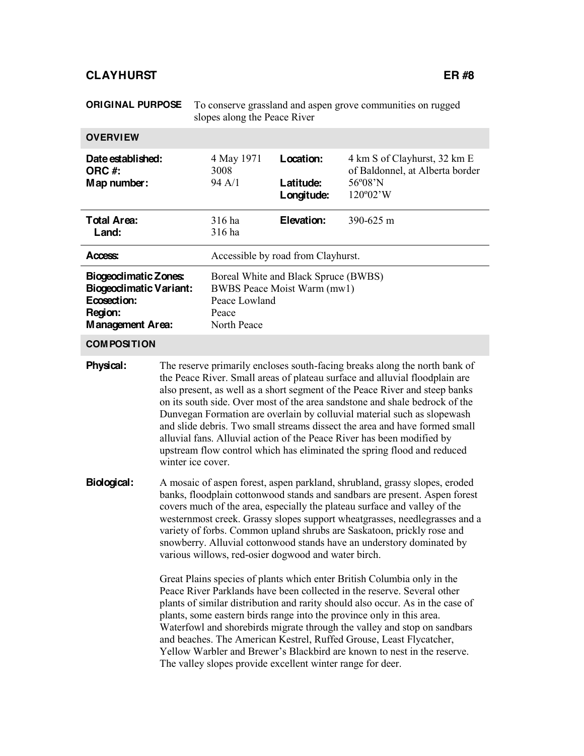# CLAYHURST ER #8

**ORIGINAL PURPOSE** To conserve grassland and aspen grove communities on rugged slopes along the Peace River

## OVERVIEW

| | | | |
|---|---|---|---|
| **Date established:** | 4 May 1971 | **Location:** | 4 km S of Clayhurst, 32 km E of Baldonnel, at Alberta border |
| **ORC #:** | 3008 | | |
| **Map number:** | 94 A/1 | **Latitude:** | 56º08'N |
| | | **Longitude:** | 120º02'W |
| **Total Area:** | 316 ha | **Elevation:** | 390-625 m |
| **Land:** | 316 ha | | |

**Access:** Accessible by road from Clayhurst.

| | |
|---|---|
| **Biogeoclimatic Zones:** | Boreal White and Black Spruce (BWBS) |
| **Biogeoclimatic Variant:** | BWBS Peace Moist Warm (mw1) |
| **Ecosection:** | Peace Lowland |
| **Region:** | Peace |
| **Management Area:** | North Peace |

## COMPOSITION

**Physical:** The reserve primarily encloses south-facing breaks along the north bank of the Peace River. Small areas of plateau surface and alluvial floodplain are also present, as well as a short segment of the Peace River and steep banks on its south side. Over most of the area sandstone and shale bedrock of the Dunvegan Formation are overlain by colluvial material such as slopewash and slide debris. Two small streams dissect the area and have formed small alluvial fans. Alluvial action of the Peace River has been modified by upstream flow control which has eliminated the spring flood and reduced winter ice cover.

**Biological:** A mosaic of aspen forest, aspen parkland, shrubland, grassy slopes, eroded banks, floodplain cottonwood stands and sandbars are present. Aspen forest covers much of the area, especially the plateau surface and valley of the westernmost creek. Grassy slopes support wheatgrasses, needlegrasses and a variety of forbs. Common upland shrubs are Saskatoon, prickly rose and snowberry. Alluvial cottonwood stands have an understory dominated by various willows, red-osier dogwood and water birch.

Great Plains species of plants which enter British Columbia only in the Peace River Parklands have been collected in the reserve. Several other plants of similar distribution and rarity should also occur. As in the case of plants, some eastern birds range into the province only in this area. Waterfowl and shorebirds migrate through the valley and stop on sandbars and beaches. The American Kestrel, Ruffed Grouse, Least Flycatcher, Yellow Warbler and Brewer's Blackbird are known to nest in the reserve. The valley slopes provide excellent winter range for deer.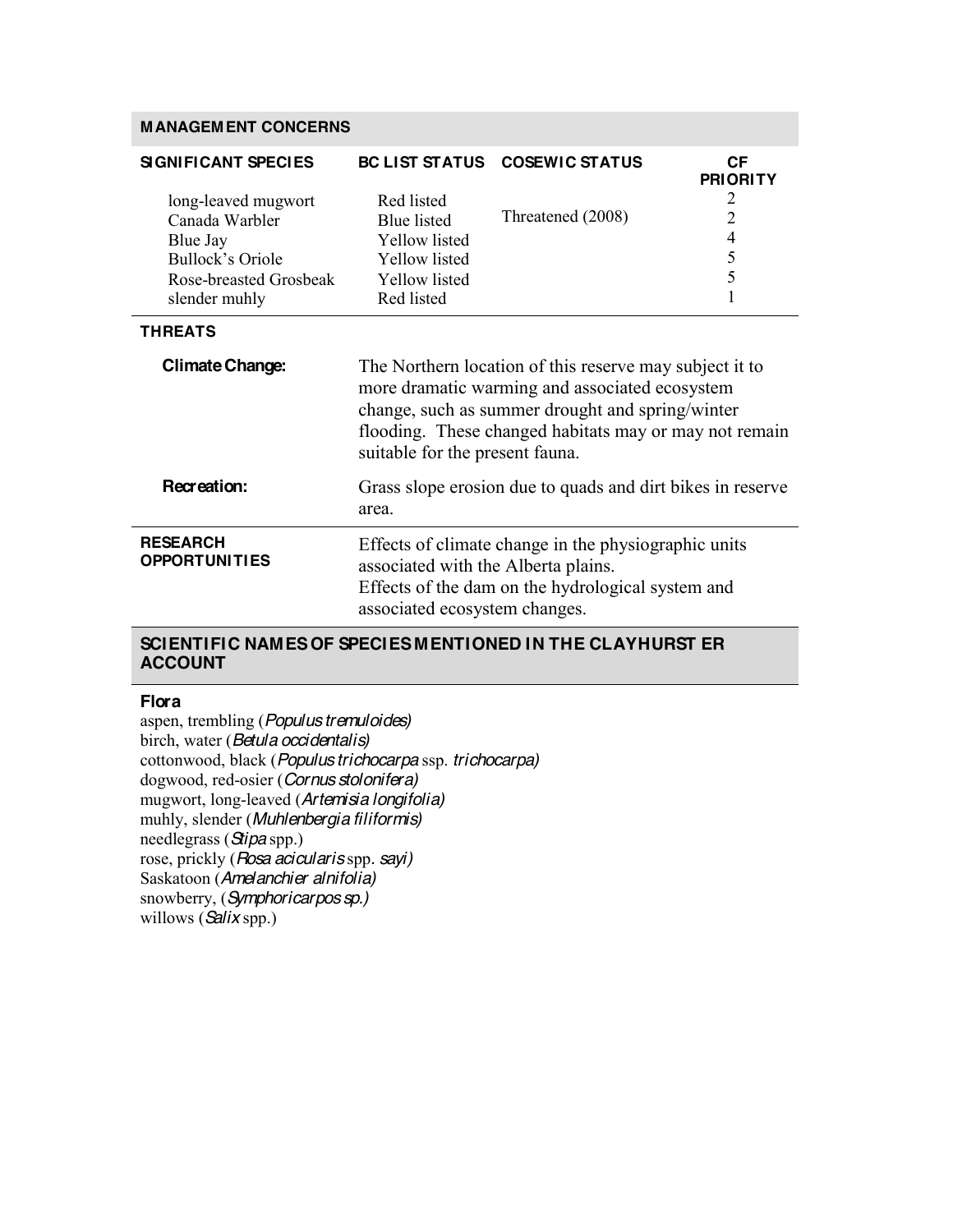## MANAGEMENT CONCERNS

| SIGNIFICANT SPECIES | BC LIST STATUS | COSEWIC STATUS | CF PRIORITY |
|---|---|---|---|
| long-leaved mugwort | Red listed | | 2 |
| Canada Warbler | Blue listed | Threatened (2008) | 2 |
| Blue Jay | Yellow listed | | 4 |
| Bullock's Oriole | Yellow listed | | 5 |
| Rose-breasted Grosbeak | Yellow listed | | 5 |
| slender muhly | Red listed | | 1 |

**THREATS**

**Climate Change:** The Northern location of this reserve may subject it to more dramatic warming and associated ecosystem change, such as summer drought and spring/winter flooding. These changed habitats may or may not remain suitable for the present fauna.

**Recreation:** Grass slope erosion due to quads and dirt bikes in reserve area.

**RESEARCH OPPORTUNITIES**

Effects of climate change in the physiographic units associated with the Alberta plains.
Effects of the dam on the hydrological system and associated ecosystem changes.

## SCIENTIFIC NAMES OF SPECIES MENTIONED IN THE CLAYHURST ER ACCOUNT

**Flora**

aspen, trembling (*Populus tremuloides)*
birch, water (*Betula occidentalis)*
cottonwood, black (*Populus trichocarpa* ssp. *trichocarpa)*
dogwood, red-osier (*Cornus stolonifera)*
mugwort, long-leaved (*Artemisia longifolia)*
muhly, slender (*Muhlenbergia filiformis)*
needlegrass (*Stipa* spp.)
rose, prickly (*Rosa acicularis* spp. *sayi)*
Saskatoon (*Amelanchier alnifolia)*
snowberry, (*Symphoricarpos sp.)*
willows (*Salix* spp.)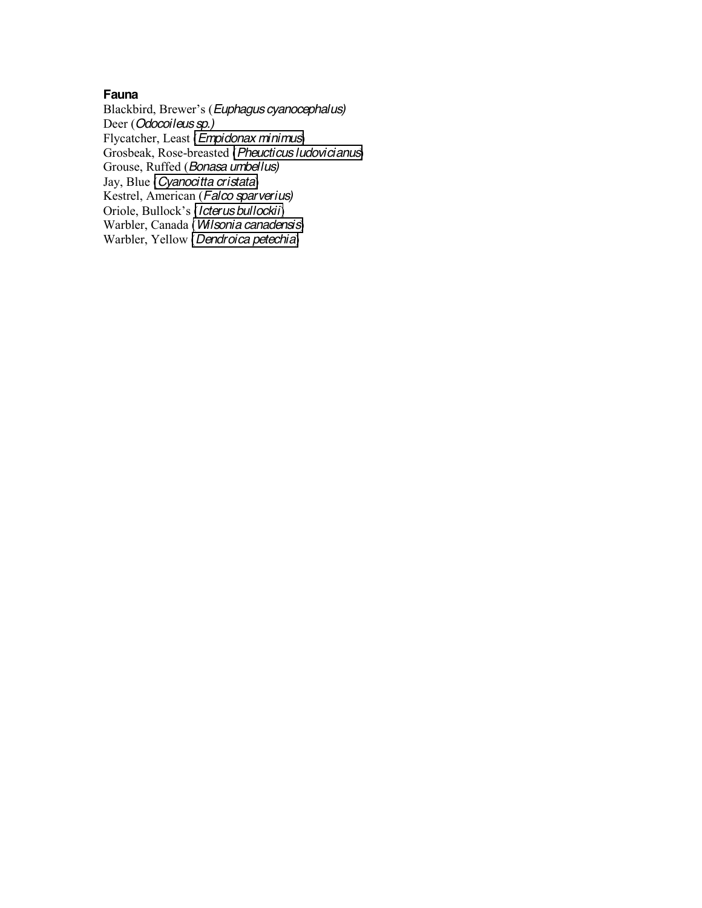**Fauna**

Blackbird, Brewer's (*Euphagus cyanocephalus)*
Deer (*Odocoileus sp.)*
Flycatcher, Least (*Empidonax minimus*)
Grosbeak, Rose-breasted (*Pheucticus ludovicianus*)
Grouse, Ruffed (*Bonasa umbellus)*
Jay, Blue (*Cyanocitta cristata*)
Kestrel, American (*Falco sparverius)*
Oriole, Bullock's (*Icterus bullockii*)
Warbler, Canada (*Wilsonia canadensis*)
Warbler, Yellow (*Dendroica petechia*)